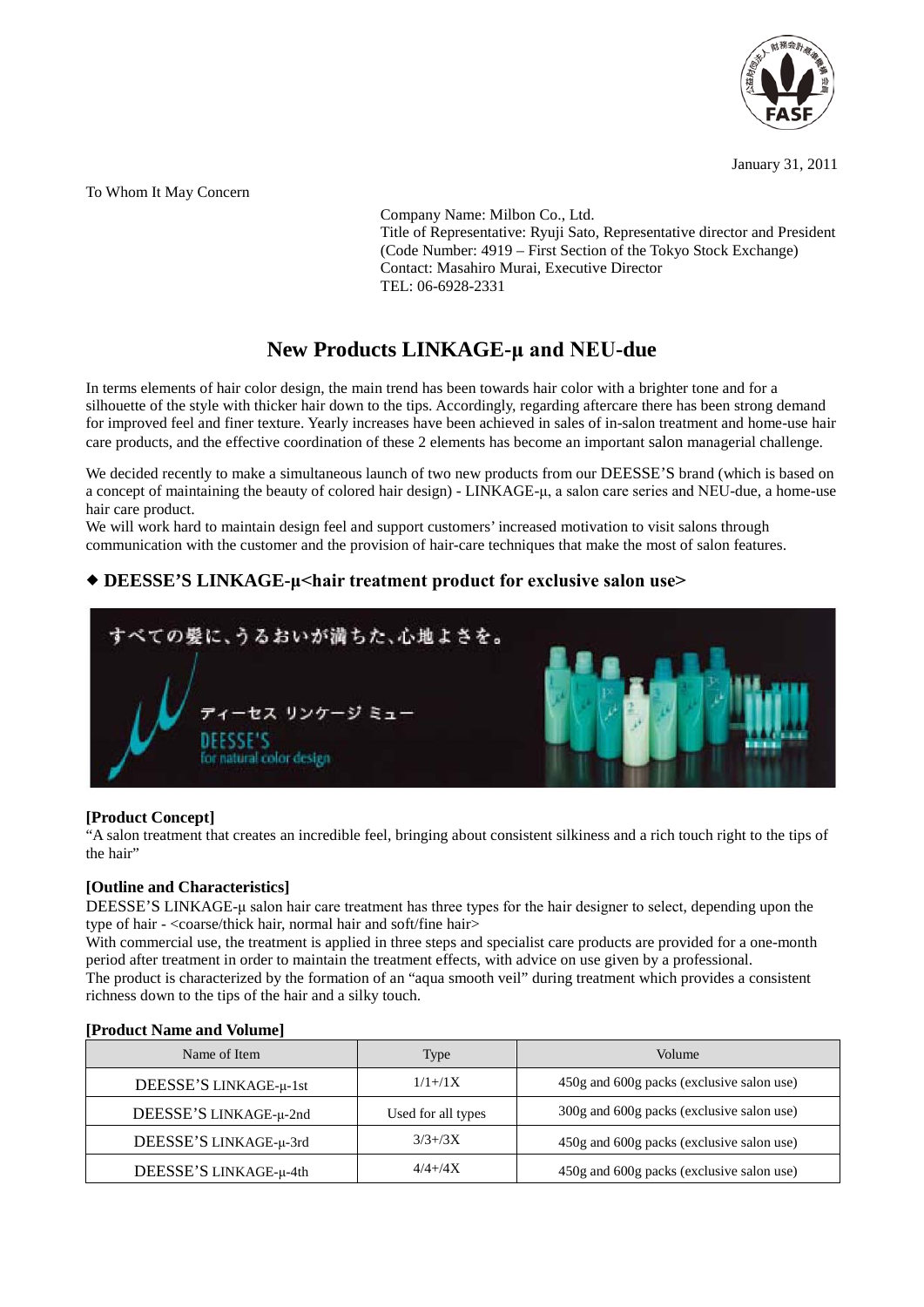January 31, 2011

To Whom It May Concern

Company Name: Milbon Co., Ltd.
Title of Representative: Ryuji Sato, Representative director and President
(Code Number: 4919 – First Section of the Tokyo Stock Exchange)
Contact: Masahiro Murai, Executive Director
TEL: 06-6928-2331

# New Products LINKAGE-μ and NEU-due

In terms elements of hair color design, the main trend has been towards hair color with a brighter tone and for a silhouette of the style with thicker hair down to the tips. Accordingly, regarding aftercare there has been strong demand for improved feel and finer texture. Yearly increases have been achieved in sales of in-salon treatment and home-use hair care products, and the effective coordination of these 2 elements has become an important salon managerial challenge.

We decided recently to make a simultaneous launch of two new products from our DEESSE'S brand (which is based on a concept of maintaining the beauty of colored hair design) - LINKAGE-μ, a salon care series and NEU-due, a home-use hair care product.
We will work hard to maintain design feel and support customers' increased motivation to visit salons through communication with the customer and the provision of hair-care techniques that make the most of salon features.

## ◆ DEESSE'S LINKAGE-μ<hair treatment product for exclusive salon use>

### [Product Concept]

"A salon treatment that creates an incredible feel, bringing about consistent silkiness and a rich touch right to the tips of the hair"

### [Outline and Characteristics]

DEESSE'S LINKAGE-μ salon hair care treatment has three types for the hair designer to select, depending upon the type of hair - <coarse/thick hair, normal hair and soft/fine hair>
With commercial use, the treatment is applied in three steps and specialist care products are provided for a one-month period after treatment in order to maintain the treatment effects, with advice on use given by a professional.
The product is characterized by the formation of an "aqua smooth veil" during treatment which provides a consistent richness down to the tips of the hair and a silky touch.

### [Product Name and Volume]

| Name of Item | Type | Volume |
|---|---|---|
| DEESSE'S LINKAGE-μ-1st | 1/1+/1X | 450g and 600g packs (exclusive salon use) |
| DEESSE'S LINKAGE-μ-2nd | Used for all types | 300g and 600g packs (exclusive salon use) |
| DEESSE'S LINKAGE-μ-3rd | 3/3+/3X | 450g and 600g packs (exclusive salon use) |
| DEESSE'S LINKAGE-μ-4th | 4/4+/4X | 450g and 600g packs (exclusive salon use) |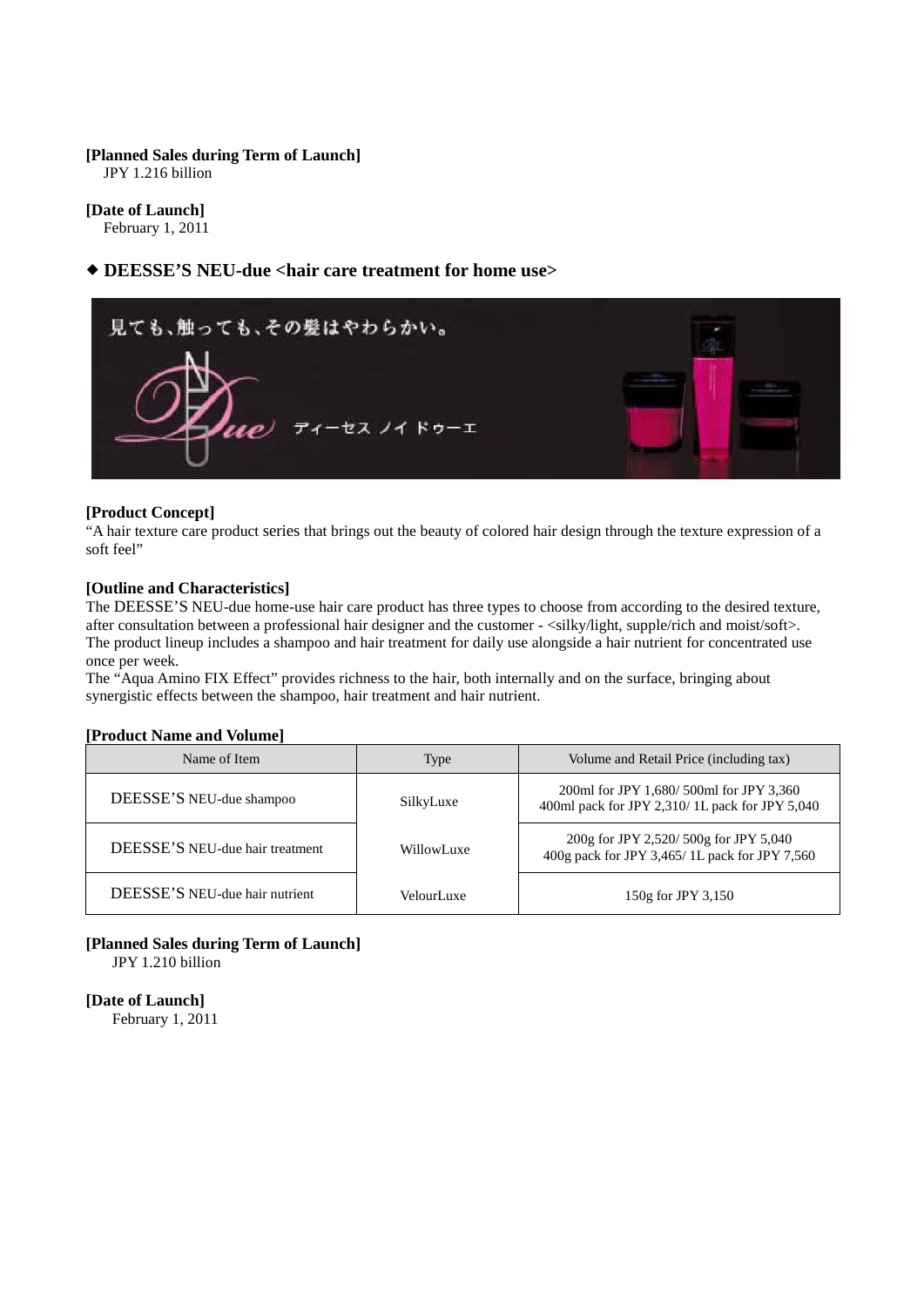**[Planned Sales during Term of Launch]**
JPY 1.216 billion

**[Date of Launch]**
February 1, 2011

### ◆ DEESSE'S NEU-due <hair care treatment for home use>

**[Product Concept]**
"A hair texture care product series that brings out the beauty of colored hair design through the texture expression of a soft feel"

**[Outline and Characteristics]**
The DEESSE'S NEU-due home-use hair care product has three types to choose from according to the desired texture, after consultation between a professional hair designer and the customer - <silky/light, supple/rich and moist/soft>.
The product lineup includes a shampoo and hair treatment for daily use alongside a hair nutrient for concentrated use once per week.
The "Aqua Amino FIX Effect" provides richness to the hair, both internally and on the surface, bringing about synergistic effects between the shampoo, hair treatment and hair nutrient.

**[Product Name and Volume]**

| Name of Item | Type | Volume and Retail Price (including tax) |
|---|---|---|
| DEESSE'S NEU-due shampoo | SilkyLuxe | 200ml for JPY 1,680/ 500ml for JPY 3,360<br>400ml pack for JPY 2,310/ 1L pack for JPY 5,040 |
| DEESSE'S NEU-due hair treatment | WillowLuxe | 200g for JPY 2,520/ 500g for JPY 5,040<br>400g pack for JPY 3,465/ 1L pack for JPY 7,560 |
| DEESSE'S NEU-due hair nutrient | VelourLuxe | 150g for JPY 3,150 |

**[Planned Sales during Term of Launch]**
JPY 1.210 billion

**[Date of Launch]**
February 1, 2011